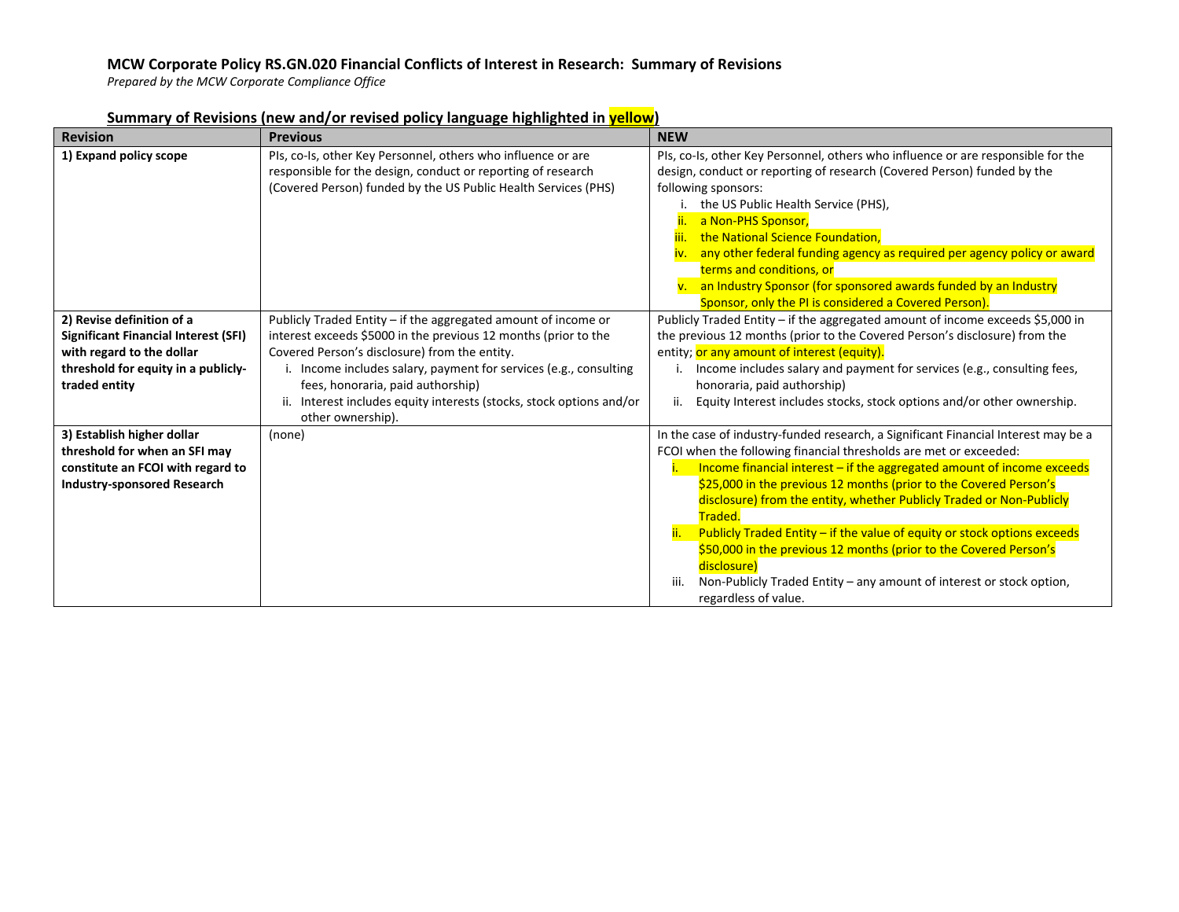**MCW Corporate Policy RS.GN.020 Financial Conflicts of Interest in Research: Summary of Revisions**

*Prepared by the MCW Corporate Compliance Office*

## Summary of Revisions (new and/or revised policy language highlighted in yellow)

| Revision | Previous | NEW |
|---|---|---|
| **1) Expand policy scope** | PIs, co-Is, other Key Personnel, others who influence or are responsible for the design, conduct or reporting of research (Covered Person) funded by the US Public Health Services (PHS) | PIs, co-Is, other Key Personnel, others who influence or are responsible for the design, conduct or reporting of research (Covered Person) funded by the following sponsors:<br>i. the US Public Health Service (PHS),<br>ii. a Non-PHS Sponsor,<br>iii. the National Science Foundation,<br>iv. any other federal funding agency as required per agency policy or award terms and conditions, or<br>v. an Industry Sponsor (for sponsored awards funded by an Industry Sponsor, only the PI is considered a Covered Person). |
| **2) Revise definition of a Significant Financial Interest (SFI) with regard to the dollar threshold for equity in a publicly-traded entity** | Publicly Traded Entity – if the aggregated amount of income or interest exceeds $5000 in the previous 12 months (prior to the Covered Person's disclosure) from the entity.<br>i. Income includes salary, payment for services (e.g., consulting fees, honoraria, paid authorship)<br>ii. Interest includes equity interests (stocks, stock options and/or other ownership). | Publicly Traded Entity – if the aggregated amount of income exceeds $5,000 in the previous 12 months (prior to the Covered Person's disclosure) from the entity; or any amount of interest (equity).<br>i. Income includes salary and payment for services (e.g., consulting fees, honoraria, paid authorship)<br>ii. Equity Interest includes stocks, stock options and/or other ownership. |
| **3) Establish higher dollar threshold for when an SFI may constitute an FCOI with regard to Industry-sponsored Research** | (none) | In the case of industry-funded research, a Significant Financial Interest may be a FCOI when the following financial thresholds are met or exceeded:<br>i. Income financial interest – if the aggregated amount of income exceeds $25,000 in the previous 12 months (prior to the Covered Person's disclosure) from the entity, whether Publicly Traded or Non-Publicly Traded.<br>ii. Publicly Traded Entity – if the value of equity or stock options exceeds $50,000 in the previous 12 months (prior to the Covered Person's disclosure)<br>iii. Non-Publicly Traded Entity – any amount of interest or stock option, regardless of value. |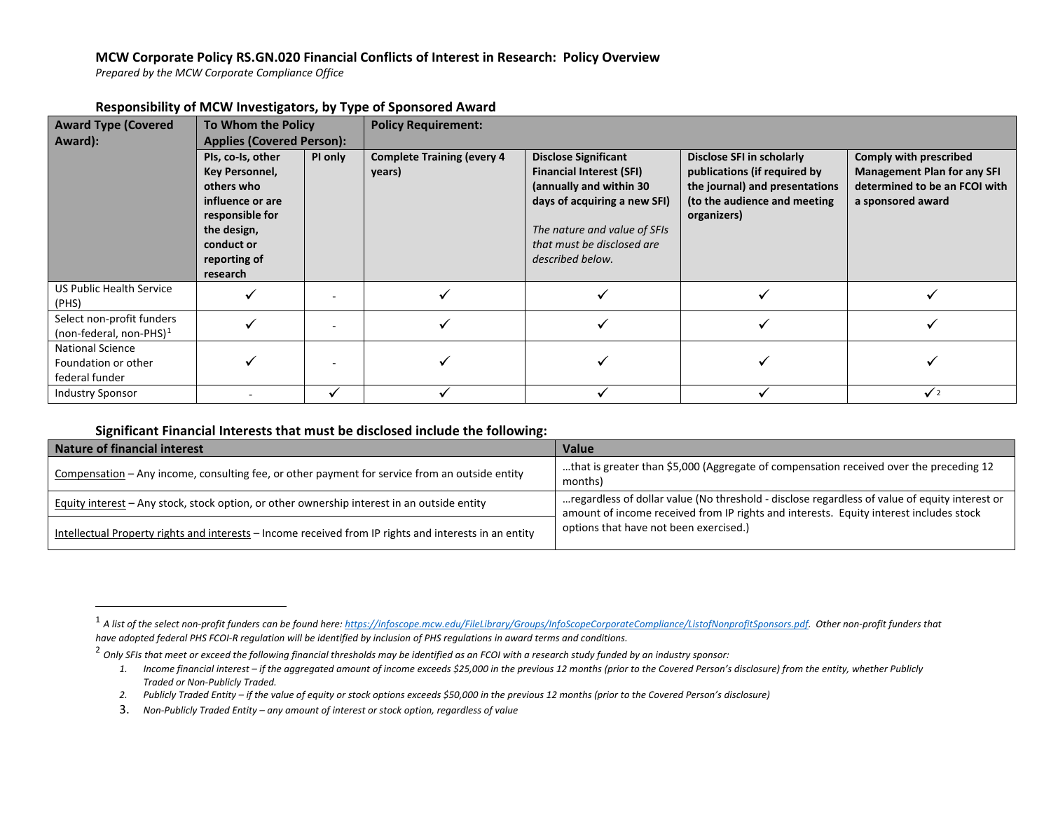# MCW Corporate Policy RS.GN.020 Financial Conflicts of Interest in Research: Policy Overview

*Prepared by the MCW Corporate Compliance Office*

## Responsibility of MCW Investigators, by Type of Sponsored Award

| Award Type (Covered Award): | To Whom the Policy Applies (Covered Person): | | Policy Requirement: | | | |
|---|---|---|---|---|---|---|
| | PIs, co-Is, other Key Personnel, others who influence or are responsible for the design, conduct or reporting of research | PI only | Complete Training (every 4 years) | Disclose Significant Financial Interest (SFI) (annually and within 30 days of acquiring a new SFI)<br>*The nature and value of SFIs that must be disclosed are described below.* | Disclose SFI in scholarly publications (if required by the journal) and presentations (to the audience and meeting organizers) | Comply with prescribed Management Plan for any SFI determined to be an FCOI with a sponsored award |
| US Public Health Service (PHS) | ✓ | - | ✓ | ✓ | ✓ | ✓ |
| Select non-profit funders (non-federal, non-PHS)[1] | ✓ | - | ✓ | ✓ | ✓ | ✓ |
| National Science Foundation or other federal funder | ✓ | - | ✓ | ✓ | ✓ | ✓ |
| Industry Sponsor | - | ✓ | ✓ | ✓ | ✓ | ✓[2] |

## Significant Financial Interests that must be disclosed include the following:

| Nature of financial interest | Value |
|---|---|
| Compensation – Any income, consulting fee, or other payment for service from an outside entity | …that is greater than $5,000 (Aggregate of compensation received over the preceding 12 months) |
| Equity interest – Any stock, stock option, or other ownership interest in an outside entity | …regardless of dollar value (No threshold - disclose regardless of value of equity interest or amount of income received from IP rights and interests. Equity interest includes stock options that have not been exercised.) |
| Intellectual Property rights and interests – Income received from IP rights and interests in an entity | |

[1] *A list of the select non-profit funders can be found here: https://infoscope.mcw.edu/FileLibrary/Groups/InfoScopeCorporateCompliance/ListofNonprofitSponsors.pdf. Other non-profit funders that have adopted federal PHS FCOI-R regulation will be identified by inclusion of PHS regulations in award terms and conditions.*

[2] *Only SFIs that meet or exceed the following financial thresholds may be identified as an FCOI with a research study funded by an industry sponsor:*

1. *Income financial interest – if the aggregated amount of income exceeds $25,000 in the previous 12 months (prior to the Covered Person's disclosure) from the entity, whether Publicly Traded or Non-Publicly Traded.*
2. *Publicly Traded Entity – if the value of equity or stock options exceeds $50,000 in the previous 12 months (prior to the Covered Person's disclosure)*
3. *Non-Publicly Traded Entity – any amount of interest or stock option, regardless of value*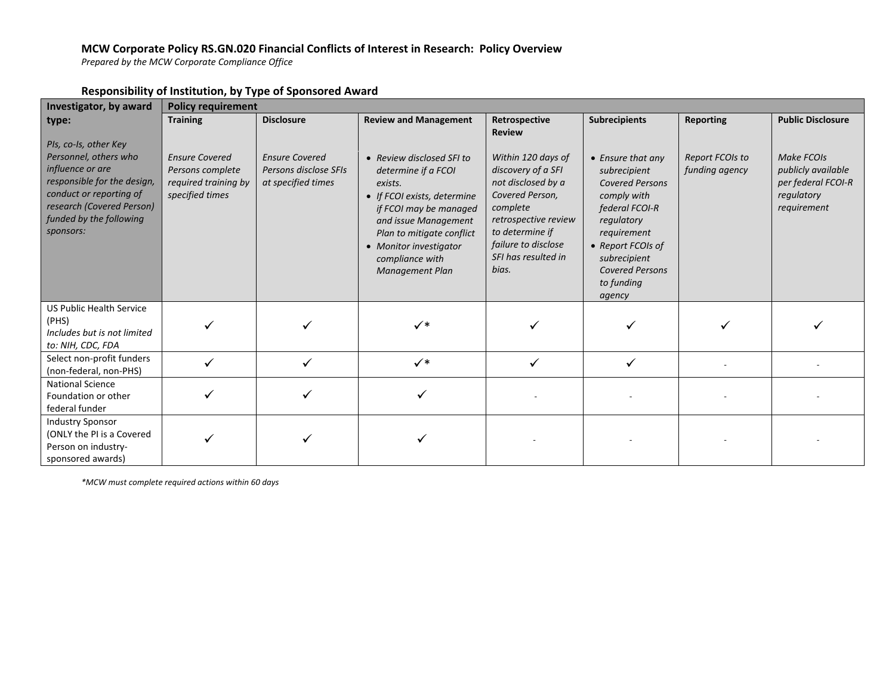**MCW Corporate Policy RS.GN.020 Financial Conflicts of Interest in Research: Policy Overview**

*Prepared by the MCW Corporate Compliance Office*

**Responsibility of Institution, by Type of Sponsored Award**

| **Investigator, by award type:** *PIs, co-Is, other Key Personnel, others who influence or are responsible for the design, conduct or reporting of research (Covered Person) funded by the following sponsors:* | **Policy requirement** | | | | | | |
|---|---|---|---|---|---|---|---|
| | **Training** *Ensure Covered Persons complete required training by specified times* | **Disclosure** *Ensure Covered Persons disclose SFIs at specified times* | **Review and Management** <ul><li>*Review disclosed SFI to determine if a FCOI exists.*</li><li>*If FCOI exists, determine if FCOI may be managed and issue Management Plan to mitigate conflict*</li><li>*Monitor investigator compliance with Management Plan*</li></ul> | **Retrospective Review** *Within 120 days of discovery of a SFI not disclosed by a Covered Person, complete retrospective review to determine if failure to disclose SFI has resulted in bias.* | **Subrecipients** <ul><li>*Ensure that any subrecipient Covered Persons comply with federal FCOI-R regulatory requirement*</li><li>*Report FCOIs of subrecipient Covered Persons to funding agency*</li></ul> | **Reporting** *Report FCOIs to funding agency* | **Public Disclosure** *Make FCOIs publicly available per federal FCOI-R regulatory requirement* |
| US Public Health Service (PHS) *Includes but is not limited to: NIH, CDC, FDA* | ✓ | ✓ | ✓* | ✓ | ✓ | ✓ | ✓ |
| Select non-profit funders (non-federal, non-PHS) | ✓ | ✓ | ✓* | ✓ | ✓ | - | - |
| National Science Foundation or other federal funder | ✓ | ✓ | ✓ | - | - | - | - |
| Industry Sponsor (ONLY the PI is a Covered Person on industry-sponsored awards) | ✓ | ✓ | ✓ | - | - | - | - |

*\*MCW must complete required actions within 60 days*